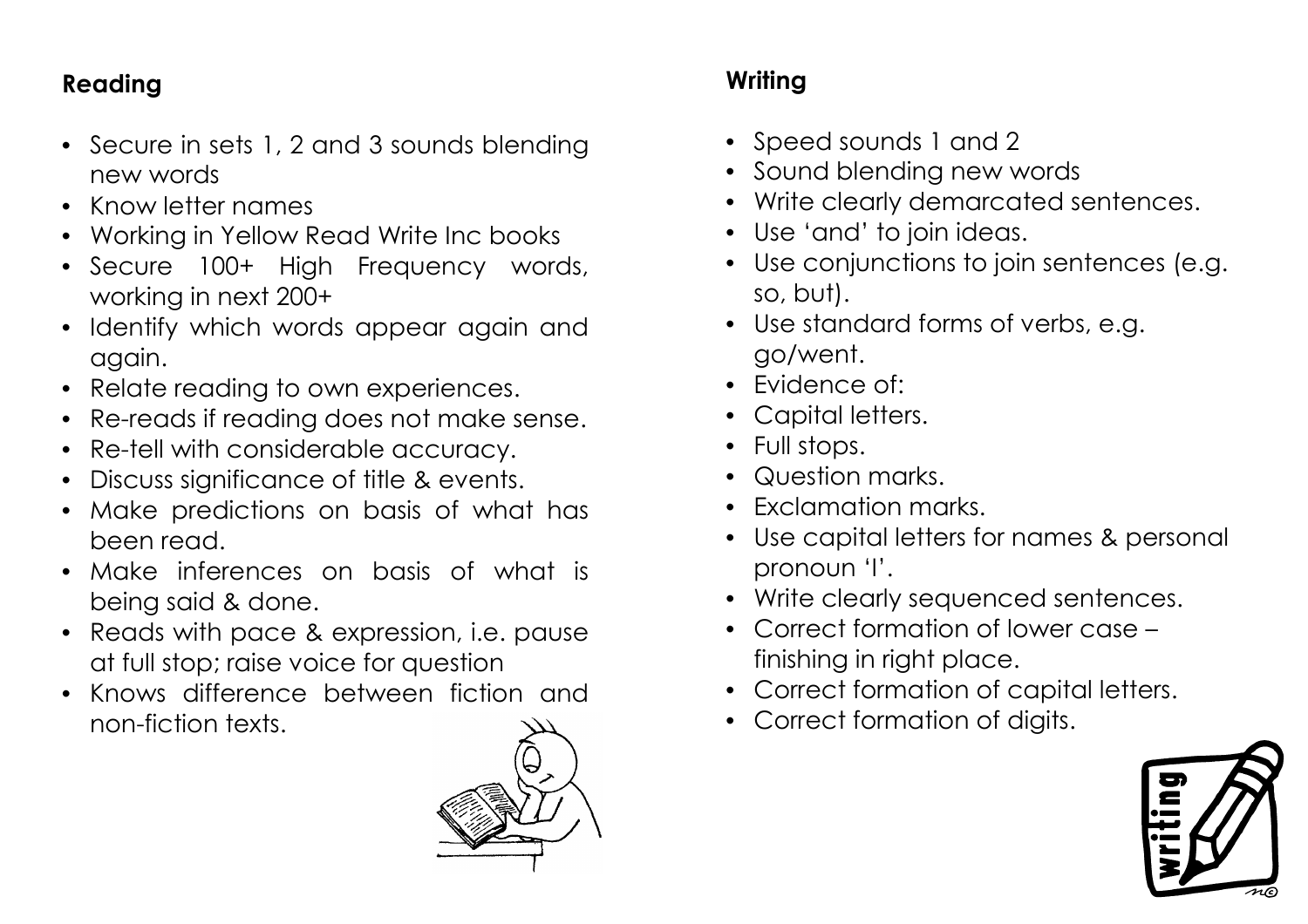## Reading

- Secure in sets 1, 2 and 3 sounds blending new words
- Know letter names
- Working in Yellow Read Write Inc books
- Secure 100+ High Frequency words, working in next 200+
- Identify which words appear again and again.
- Relate reading to own experiences.
- Re-reads if reading does not make sense.
- Re-tell with considerable accuracy.
- Discuss significance of title & events.
- Make predictions on basis of what has been read.
- Make inferences on basis of what is being said & done.
- Reads with pace & expression, i.e. pause at full stop; raise voice for question
- Knows difference between fiction and non-fiction texts.

## Writing

- Speed sounds 1 and 2
- Sound blending new words
- Write clearly demarcated sentences.
- Use 'and' to join ideas.
- Use conjunctions to join sentences (e.g. so, but).
- Use standard forms of verbs, e.g. go/went.
- Evidence of:
- Capital letters.
- Full stops.
- Question marks.
- Exclamation marks.
- Use capital letters for names & personal pronoun 'I'.
- Write clearly sequenced sentences.
- Correct formation of lower case – finishing in right place.
- Correct formation of capital letters.
- Correct formation of digits.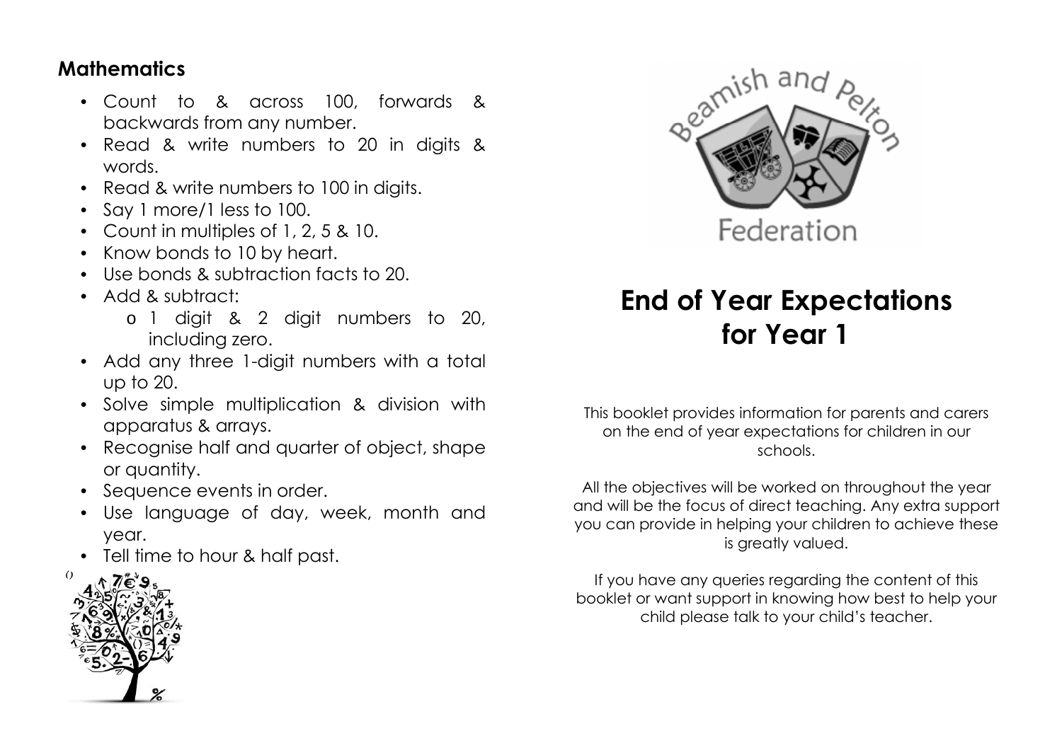## Mathematics

- Count to & across 100, forwards & backwards from any number.
- Read & write numbers to 20 in digits & words.
- Read & write numbers to 100 in digits.
- Say 1 more/1 less to 100.
- Count in multiples of 1, 2, 5 & 10.
- Know bonds to 10 by heart.
- Use bonds & subtraction facts to 20.
- Add & subtract:
  - 1 digit & 2 digit numbers to 20, including zero.
- Add any three 1-digit numbers with a total up to 20.
- Solve simple multiplication & division with apparatus & arrays.
- Recognise half and quarter of object, shape or quantity.
- Sequence events in order.
- Use language of day, week, month and year.
- Tell time to hour & half past.

Beamish and Pelton Federation

# End of Year Expectations for Year 1

This booklet provides information for parents and carers on the end of year expectations for children in our schools.

All the objectives will be worked on throughout the year and will be the focus of direct teaching. Any extra support you can provide in helping your children to achieve these is greatly valued.

If you have any queries regarding the content of this booklet or want support in knowing how best to help your child please talk to your child's teacher.